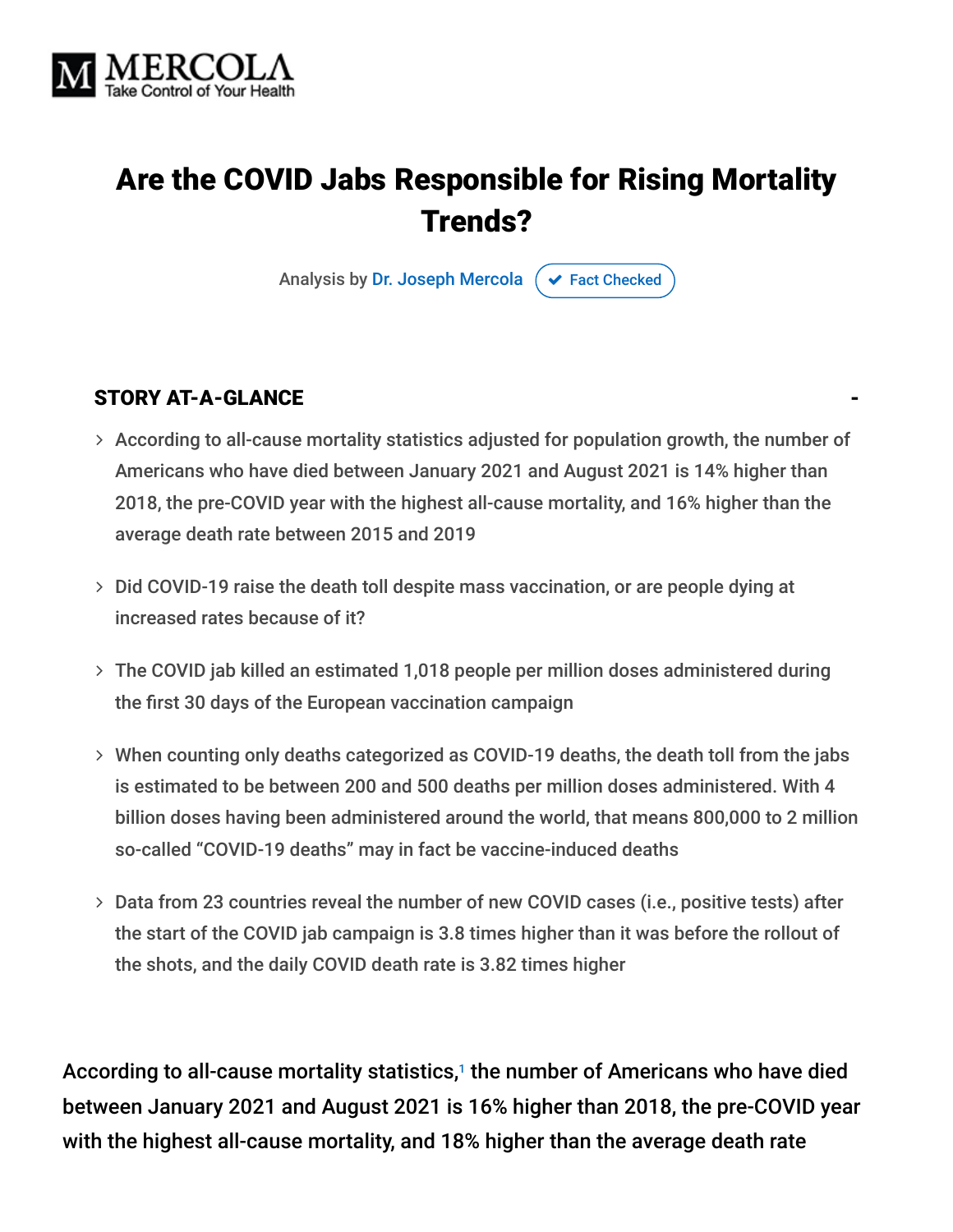MERCOLA
Take Control of Your Health

# Are the COVID Jabs Responsible for Rising Mortality Trends?

Analysis by Dr. Joseph Mercola  Fact Checked

## STORY AT-A-GLANCE

- According to all-cause mortality statistics adjusted for population growth, the number of Americans who have died between January 2021 and August 2021 is 14% higher than 2018, the pre-COVID year with the highest all-cause mortality, and 16% higher than the average death rate between 2015 and 2019
- Did COVID-19 raise the death toll despite mass vaccination, or are people dying at increased rates because of it?
- The COVID jab killed an estimated 1,018 people per million doses administered during the first 30 days of the European vaccination campaign
- When counting only deaths categorized as COVID-19 deaths, the death toll from the jabs is estimated to be between 200 and 500 deaths per million doses administered. With 4 billion doses having been administered around the world, that means 800,000 to 2 million so-called "COVID-19 deaths" may in fact be vaccine-induced deaths
- Data from 23 countries reveal the number of new COVID cases (i.e., positive tests) after the start of the COVID jab campaign is 3.8 times higher than it was before the rollout of the shots, and the daily COVID death rate is 3.82 times higher

According to all-cause mortality statistics,[1] the number of Americans who have died between January 2021 and August 2021 is 16% higher than 2018, the pre-COVID year with the highest all-cause mortality, and 18% higher than the average death rate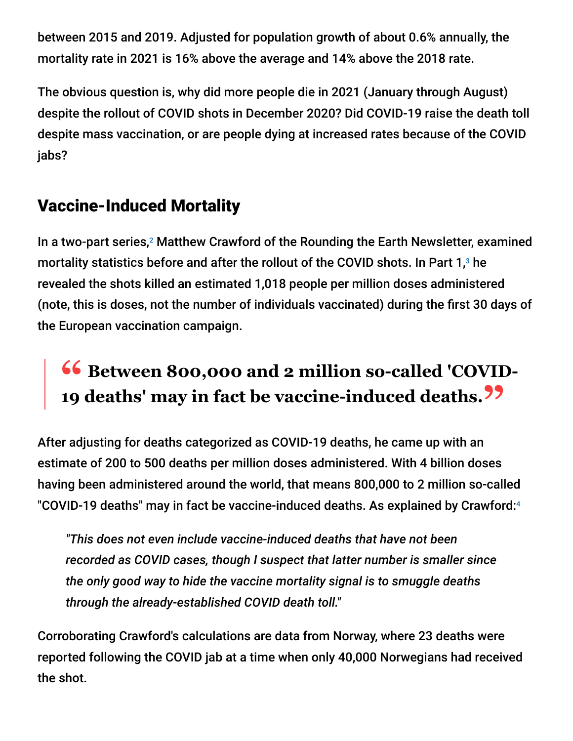between 2015 and 2019. Adjusted for population growth of about 0.6% annually, the mortality rate in 2021 is 16% above the average and 14% above the 2018 rate.

The obvious question is, why did more people die in 2021 (January through August) despite the rollout of COVID shots in December 2020? Did COVID-19 raise the death toll despite mass vaccination, or are people dying at increased rates because of the COVID jabs?

## Vaccine-Induced Mortality

In a two-part series,[2] Matthew Crawford of the Rounding the Earth Newsletter, examined mortality statistics before and after the rollout of the COVID shots. In Part 1,[3] he revealed the shots killed an estimated 1,018 people per million doses administered (note, this is doses, not the number of individuals vaccinated) during the first 30 days of the European vaccination campaign.

> **"Between 800,000 and 2 million so-called 'COVID-19 deaths' may in fact be vaccine-induced deaths."**

After adjusting for deaths categorized as COVID-19 deaths, he came up with an estimate of 200 to 500 deaths per million doses administered. With 4 billion doses having been administered around the world, that means 800,000 to 2 million so-called "COVID-19 deaths" may in fact be vaccine-induced deaths. As explained by Crawford:[4]

> *"This does not even include vaccine-induced deaths that have not been recorded as COVID cases, though I suspect that latter number is smaller since the only good way to hide the vaccine mortality signal is to smuggle deaths through the already-established COVID death toll."*

Corroborating Crawford's calculations are data from Norway, where 23 deaths were reported following the COVID jab at a time when only 40,000 Norwegians had received the shot.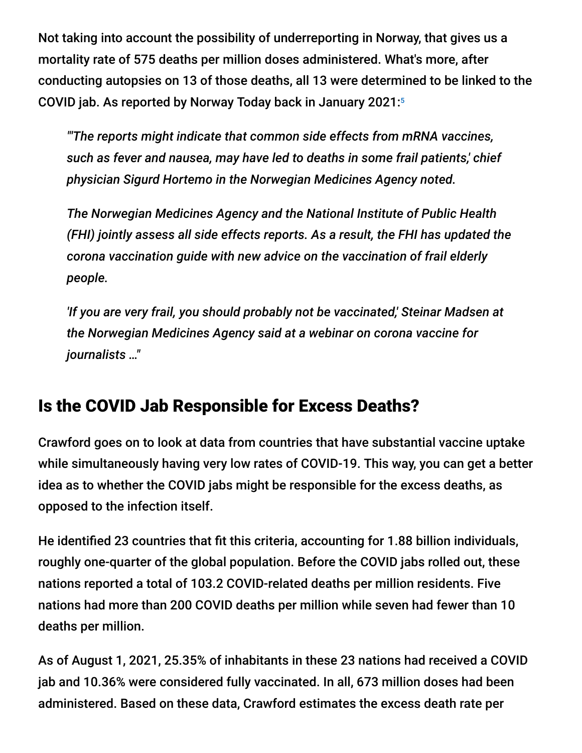Not taking into account the possibility of underreporting in Norway, that gives us a mortality rate of 575 deaths per million doses administered. What's more, after conducting autopsies on 13 of those deaths, all 13 were determined to be linked to the COVID jab. As reported by Norway Today back in January 2021:[5]

> *"'The reports might indicate that common side effects from mRNA vaccines, such as fever and nausea, may have led to deaths in some frail patients,' chief physician Sigurd Hortemo in the Norwegian Medicines Agency noted.*
>
> *The Norwegian Medicines Agency and the National Institute of Public Health (FHI) jointly assess all side effects reports. As a result, the FHI has updated the corona vaccination guide with new advice on the vaccination of frail elderly people.*
>
> *'If you are very frail, you should probably not be vaccinated,' Steinar Madsen at the Norwegian Medicines Agency said at a webinar on corona vaccine for journalists …"*

## Is the COVID Jab Responsible for Excess Deaths?

Crawford goes on to look at data from countries that have substantial vaccine uptake while simultaneously having very low rates of COVID-19. This way, you can get a better idea as to whether the COVID jabs might be responsible for the excess deaths, as opposed to the infection itself.

He identified 23 countries that fit this criteria, accounting for 1.88 billion individuals, roughly one-quarter of the global population. Before the COVID jabs rolled out, these nations reported a total of 103.2 COVID-related deaths per million residents. Five nations had more than 200 COVID deaths per million while seven had fewer than 10 deaths per million.

As of August 1, 2021, 25.35% of inhabitants in these 23 nations had received a COVID jab and 10.36% were considered fully vaccinated. In all, 673 million doses had been administered. Based on these data, Crawford estimates the excess death rate per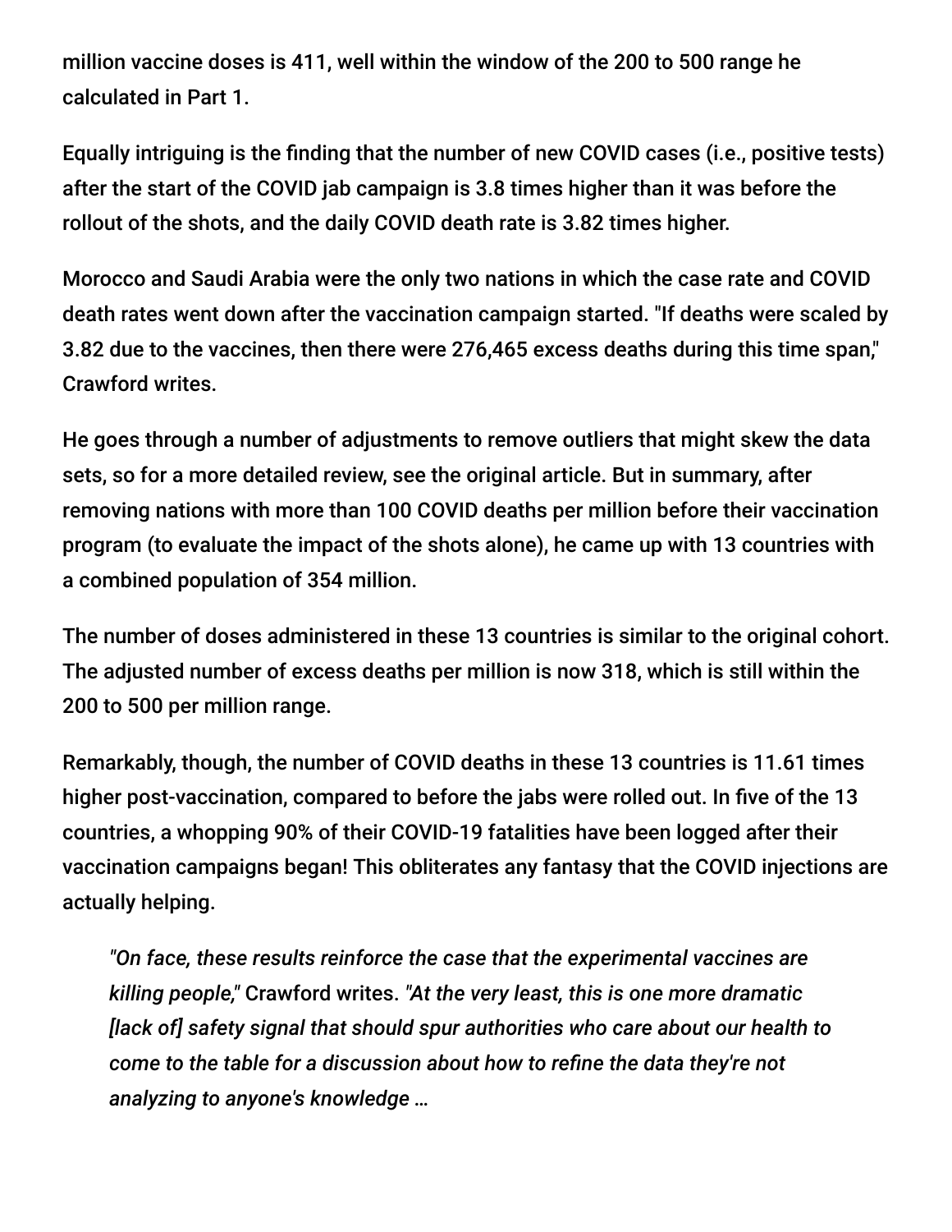million vaccine doses is 411, well within the window of the 200 to 500 range he calculated in Part 1.

Equally intriguing is the finding that the number of new COVID cases (i.e., positive tests) after the start of the COVID jab campaign is 3.8 times higher than it was before the rollout of the shots, and the daily COVID death rate is 3.82 times higher.

Morocco and Saudi Arabia were the only two nations in which the case rate and COVID death rates went down after the vaccination campaign started. "If deaths were scaled by 3.82 due to the vaccines, then there were 276,465 excess deaths during this time span," Crawford writes.

He goes through a number of adjustments to remove outliers that might skew the data sets, so for a more detailed review, see the original article. But in summary, after removing nations with more than 100 COVID deaths per million before their vaccination program (to evaluate the impact of the shots alone), he came up with 13 countries with a combined population of 354 million.

The number of doses administered in these 13 countries is similar to the original cohort. The adjusted number of excess deaths per million is now 318, which is still within the 200 to 500 per million range.

Remarkably, though, the number of COVID deaths in these 13 countries is 11.61 times higher post-vaccination, compared to before the jabs were rolled out. In five of the 13 countries, a whopping 90% of their COVID-19 fatalities have been logged after their vaccination campaigns began! This obliterates any fantasy that the COVID injections are actually helping.

> *"On face, these results reinforce the case that the experimental vaccines are killing people,"* Crawford writes. *"At the very least, this is one more dramatic [lack of] safety signal that should spur authorities who care about our health to come to the table for a discussion about how to refine the data they're not analyzing to anyone's knowledge …*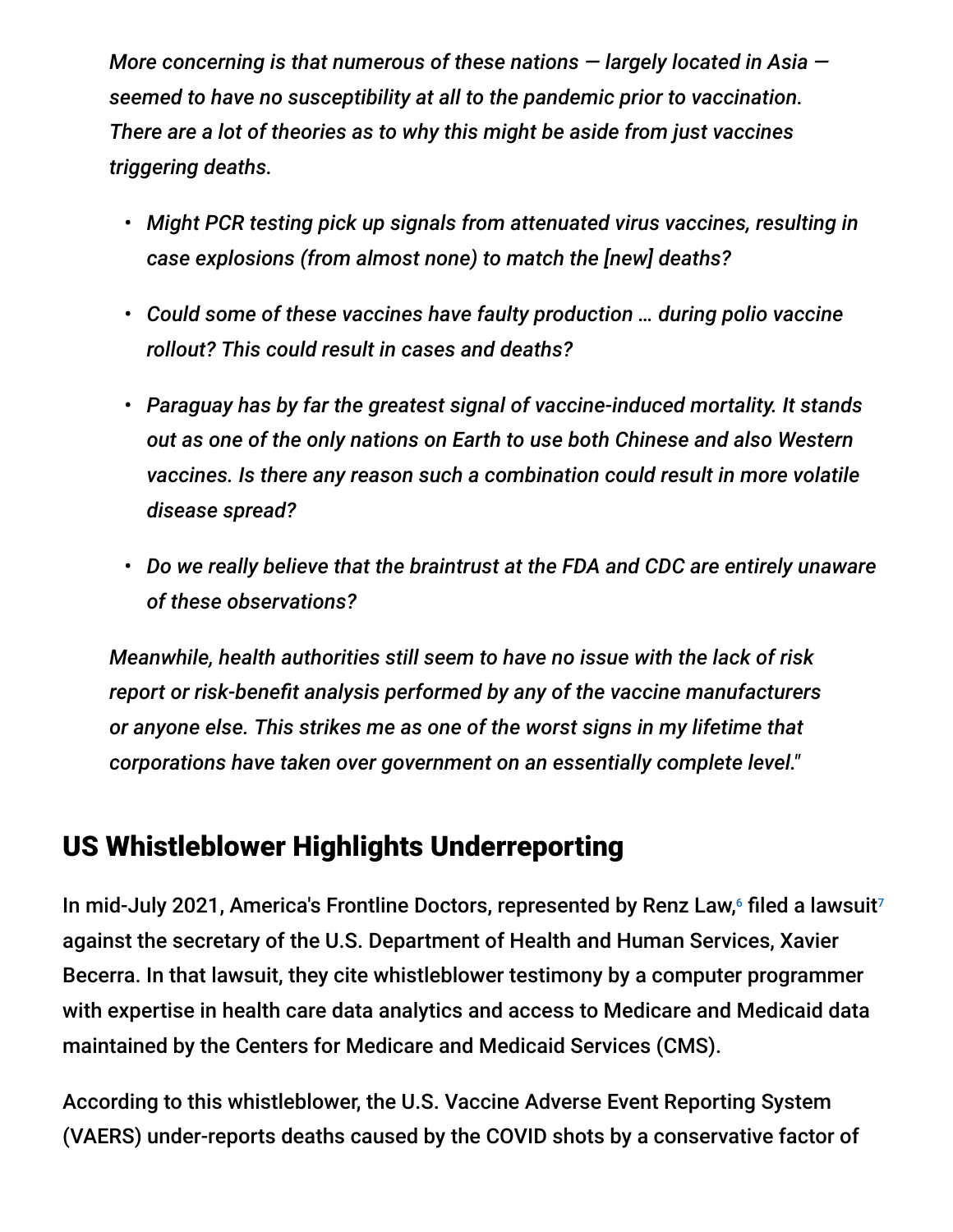*More concerning is that numerous of these nations — largely located in Asia — seemed to have no susceptibility at all to the pandemic prior to vaccination. There are a lot of theories as to why this might be aside from just vaccines triggering deaths.*

- *Might PCR testing pick up signals from attenuated virus vaccines, resulting in case explosions (from almost none) to match the [new] deaths?*
- *Could some of these vaccines have faulty production … during polio vaccine rollout? This could result in cases and deaths?*
- *Paraguay has by far the greatest signal of vaccine-induced mortality. It stands out as one of the only nations on Earth to use both Chinese and also Western vaccines. Is there any reason such a combination could result in more volatile disease spread?*
- *Do we really believe that the braintrust at the FDA and CDC are entirely unaware of these observations?*

*Meanwhile, health authorities still seem to have no issue with the lack of risk report or risk-benefit analysis performed by any of the vaccine manufacturers or anyone else. This strikes me as one of the worst signs in my lifetime that corporations have taken over government on an essentially complete level."*

## US Whistleblower Highlights Underreporting

In mid-July 2021, America's Frontline Doctors, represented by Renz Law,[6] filed a lawsuit[7] against the secretary of the U.S. Department of Health and Human Services, Xavier Becerra. In that lawsuit, they cite whistleblower testimony by a computer programmer with expertise in health care data analytics and access to Medicare and Medicaid data maintained by the Centers for Medicare and Medicaid Services (CMS).

According to this whistleblower, the U.S. Vaccine Adverse Event Reporting System (VAERS) under-reports deaths caused by the COVID shots by a conservative factor of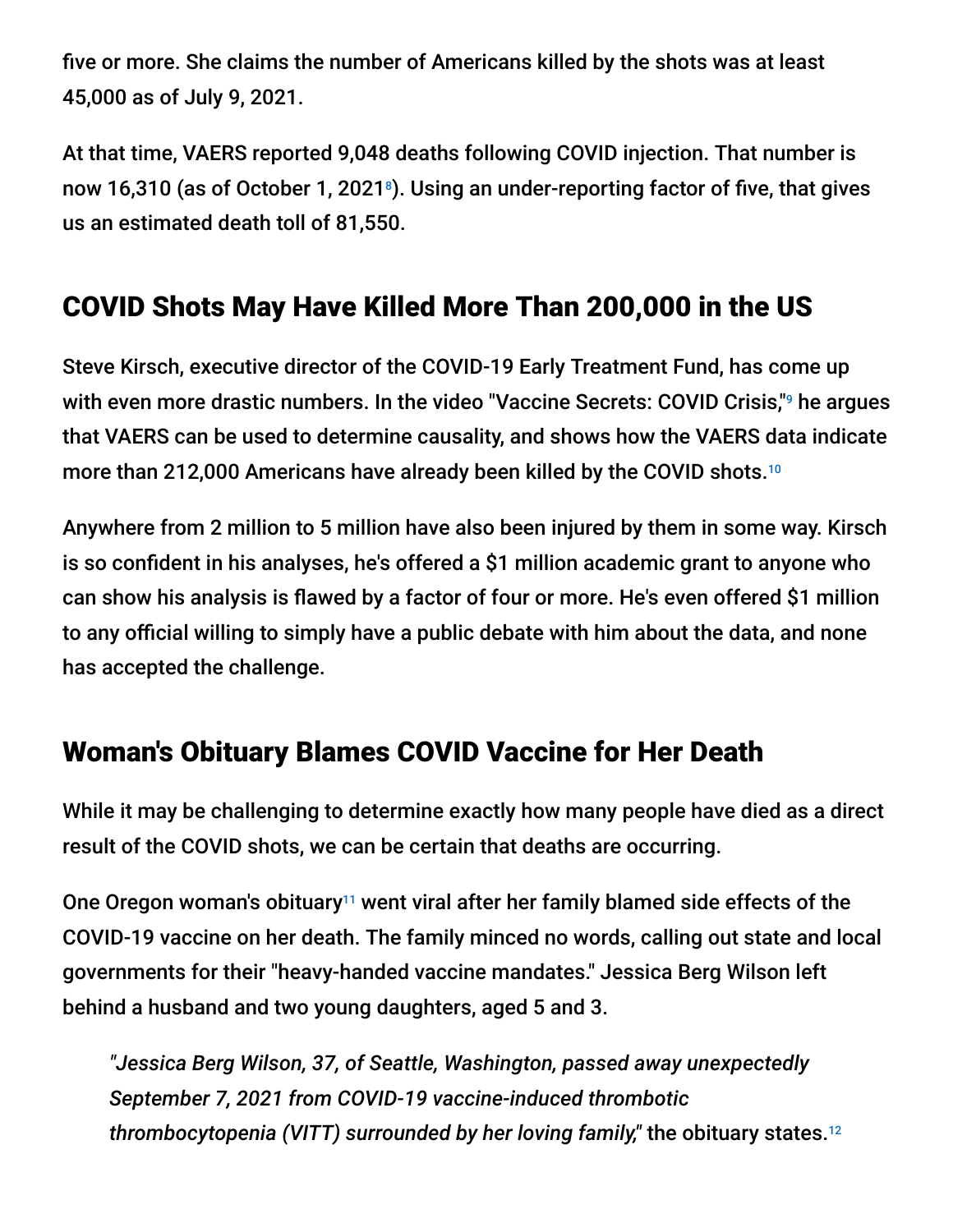five or more. She claims the number of Americans killed by the shots was at least 45,000 as of July 9, 2021.

At that time, VAERS reported 9,048 deaths following COVID injection. That number is now 16,310 (as of October 1, 2021[8]). Using an under-reporting factor of five, that gives us an estimated death toll of 81,550.

## COVID Shots May Have Killed More Than 200,000 in the US

Steve Kirsch, executive director of the COVID-19 Early Treatment Fund, has come up with even more drastic numbers. In the video "Vaccine Secrets: COVID Crisis,"[9] he argues that VAERS can be used to determine causality, and shows how the VAERS data indicate more than 212,000 Americans have already been killed by the COVID shots.[10]

Anywhere from 2 million to 5 million have also been injured by them in some way. Kirsch is so confident in his analyses, he's offered a $1 million academic grant to anyone who can show his analysis is flawed by a factor of four or more. He's even offered $1 million to any official willing to simply have a public debate with him about the data, and none has accepted the challenge.

## Woman's Obituary Blames COVID Vaccine for Her Death

While it may be challenging to determine exactly how many people have died as a direct result of the COVID shots, we can be certain that deaths are occurring.

One Oregon woman's obituary[11] went viral after her family blamed side effects of the COVID-19 vaccine on her death. The family minced no words, calling out state and local governments for their "heavy-handed vaccine mandates." Jessica Berg Wilson left behind a husband and two young daughters, aged 5 and 3.

> *"Jessica Berg Wilson, 37, of Seattle, Washington, passed away unexpectedly September 7, 2021 from COVID-19 vaccine-induced thrombotic thrombocytopenia (VITT) surrounded by her loving family,"* the obituary states.[12]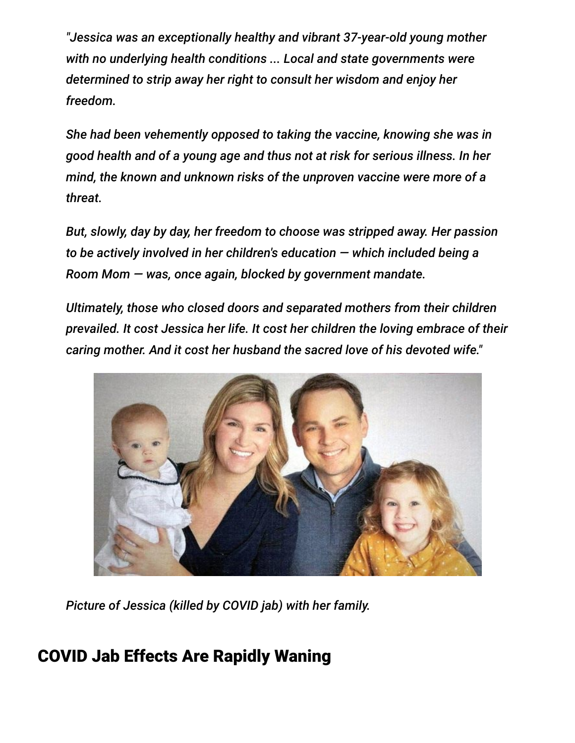*"Jessica was an exceptionally healthy and vibrant 37-year-old young mother with no underlying health conditions ... Local and state governments were determined to strip away her right to consult her wisdom and enjoy her freedom.*

*She had been vehemently opposed to taking the vaccine, knowing she was in good health and of a young age and thus not at risk for serious illness. In her mind, the known and unknown risks of the unproven vaccine were more of a threat.*

*But, slowly, day by day, her freedom to choose was stripped away. Her passion to be actively involved in her children's education — which included being a Room Mom — was, once again, blocked by government mandate.*

*Ultimately, those who closed doors and separated mothers from their children prevailed. It cost Jessica her life. It cost her children the loving embrace of their caring mother. And it cost her husband the sacred love of his devoted wife."*

*Picture of Jessica (killed by COVID jab) with her family.*

## COVID Jab Effects Are Rapidly Waning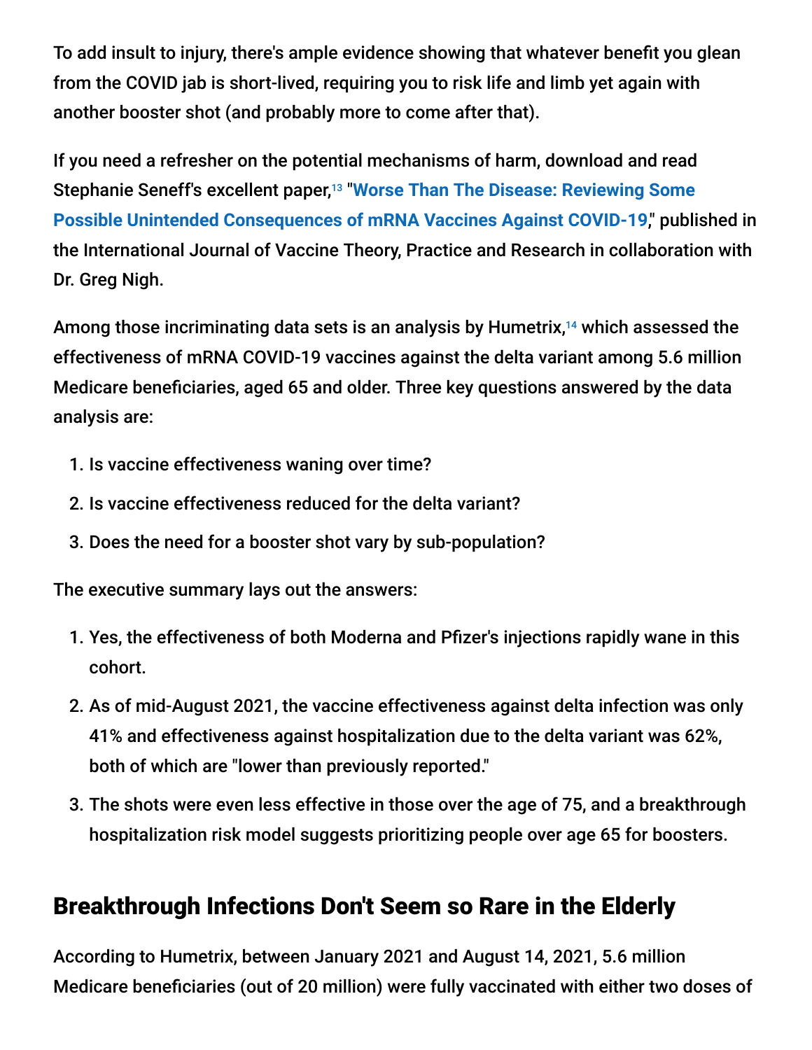To add insult to injury, there's ample evidence showing that whatever benefit you glean from the COVID jab is short-lived, requiring you to risk life and limb yet again with another booster shot (and probably more to come after that).

If you need a refresher on the potential mechanisms of harm, download and read Stephanie Seneff's excellent paper,[13] "**Worse Than The Disease: Reviewing Some Possible Unintended Consequences of mRNA Vaccines Against COVID-19**," published in the International Journal of Vaccine Theory, Practice and Research in collaboration with Dr. Greg Nigh.

Among those incriminating data sets is an analysis by Humetrix,[14] which assessed the effectiveness of mRNA COVID-19 vaccines against the delta variant among 5.6 million Medicare beneficiaries, aged 65 and older. Three key questions answered by the data analysis are:

1. Is vaccine effectiveness waning over time?
2. Is vaccine effectiveness reduced for the delta variant?
3. Does the need for a booster shot vary by sub-population?

The executive summary lays out the answers:

1. Yes, the effectiveness of both Moderna and Pfizer's injections rapidly wane in this cohort.
2. As of mid-August 2021, the vaccine effectiveness against delta infection was only 41% and effectiveness against hospitalization due to the delta variant was 62%, both of which are "lower than previously reported."
3. The shots were even less effective in those over the age of 75, and a breakthrough hospitalization risk model suggests prioritizing people over age 65 for boosters.

## Breakthrough Infections Don't Seem so Rare in the Elderly

According to Humetrix, between January 2021 and August 14, 2021, 5.6 million Medicare beneficiaries (out of 20 million) were fully vaccinated with either two doses of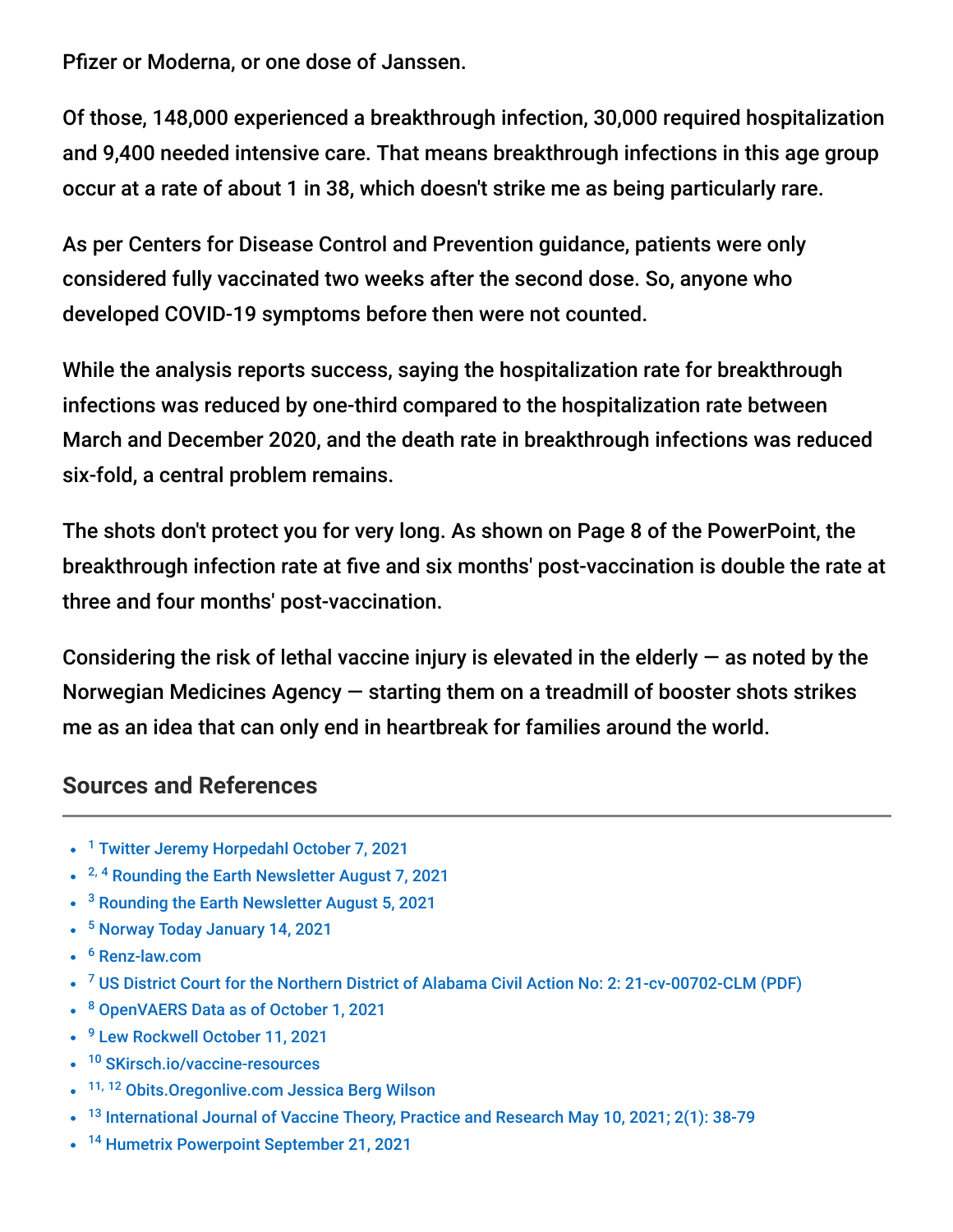Pfizer or Moderna, or one dose of Janssen.

Of those, 148,000 experienced a breakthrough infection, 30,000 required hospitalization and 9,400 needed intensive care. That means breakthrough infections in this age group occur at a rate of about 1 in 38, which doesn't strike me as being particularly rare.

As per Centers for Disease Control and Prevention guidance, patients were only considered fully vaccinated two weeks after the second dose. So, anyone who developed COVID-19 symptoms before then were not counted.

While the analysis reports success, saying the hospitalization rate for breakthrough infections was reduced by one-third compared to the hospitalization rate between March and December 2020, and the death rate in breakthrough infections was reduced six-fold, a central problem remains.

The shots don't protect you for very long. As shown on Page 8 of the PowerPoint, the breakthrough infection rate at five and six months' post-vaccination is double the rate at three and four months' post-vaccination.

Considering the risk of lethal vaccine injury is elevated in the elderly — as noted by the Norwegian Medicines Agency — starting them on a treadmill of booster shots strikes me as an idea that can only end in heartbreak for families around the world.

## Sources and References

- [1] Twitter Jeremy Horpedahl October 7, 2021
- [2, 4] Rounding the Earth Newsletter August 7, 2021
- [3] Rounding the Earth Newsletter August 5, 2021
- [5] Norway Today January 14, 2021
- [6] Renz-law.com
- [7] US District Court for the Northern District of Alabama Civil Action No: 2: 21-cv-00702-CLM (PDF)
- [8] OpenVAERS Data as of October 1, 2021
- [9] Lew Rockwell October 11, 2021
- [10] SKirsch.io/vaccine-resources
- [11, 12] Obits.Oregonlive.com Jessica Berg Wilson
- [13] International Journal of Vaccine Theory, Practice and Research May 10, 2021; 2(1): 38-79
- [14] Humetrix Powerpoint September 21, 2021